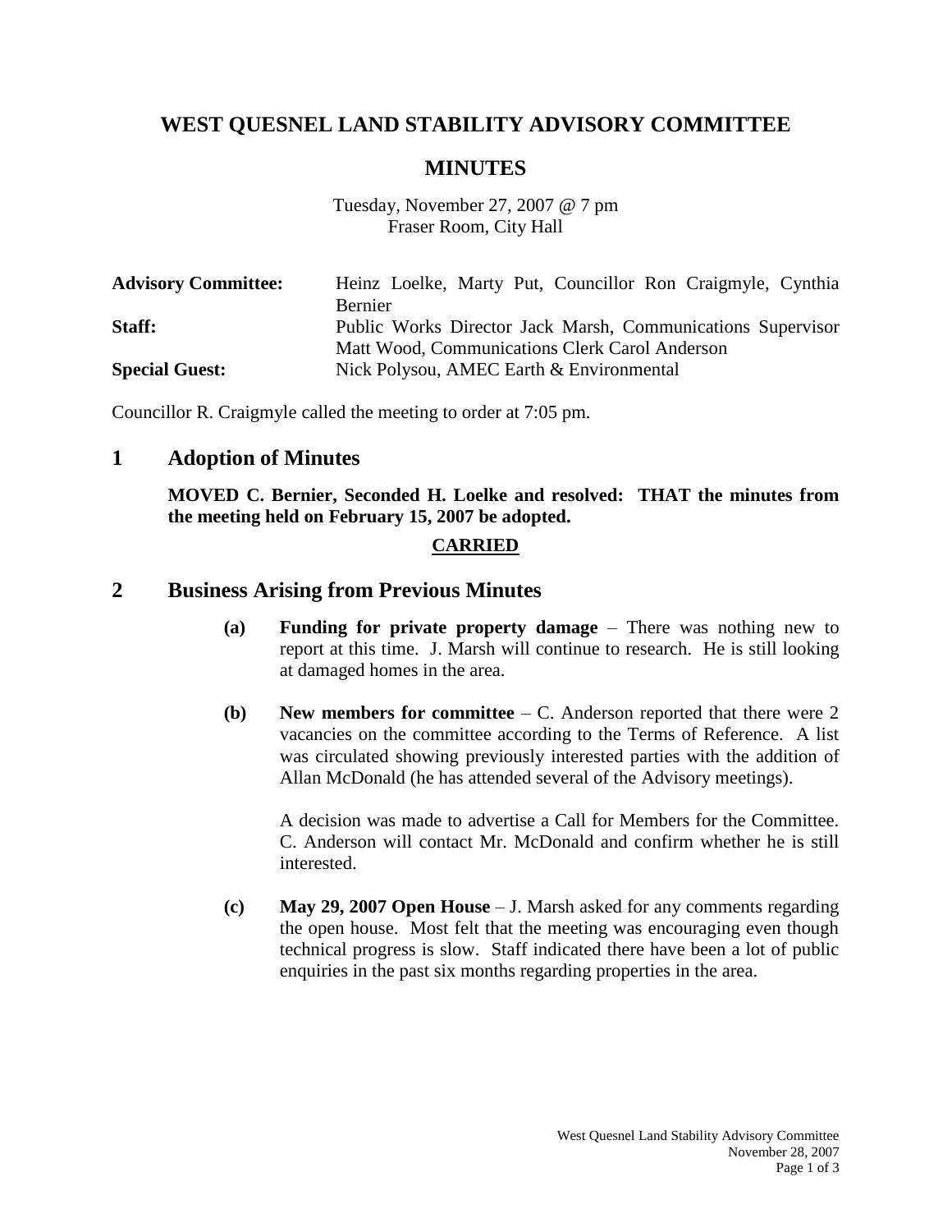# WEST QUESNEL LAND STABILITY ADVISORY COMMITTEE

## MINUTES

Tuesday, November 27, 2007 @ 7 pm
Fraser Room, City Hall

| | |
|---|---|
| **Advisory Committee:** | Heinz Loelke, Marty Put, Councillor Ron Craigmyle, Cynthia Bernier |
| **Staff:** | Public Works Director Jack Marsh, Communications Supervisor Matt Wood, Communications Clerk Carol Anderson |
| **Special Guest:** | Nick Polysou, AMEC Earth & Environmental |

Councillor R. Craigmyle called the meeting to order at 7:05 pm.

## 1 Adoption of Minutes

**MOVED C. Bernier, Seconded H. Loelke and resolved: THAT the minutes from the meeting held on February 15, 2007 be adopted.**

**CARRIED**

## 2 Business Arising from Previous Minutes

**(a) Funding for private property damage** – There was nothing new to report at this time. J. Marsh will continue to research. He is still looking at damaged homes in the area.

**(b) New members for committee** – C. Anderson reported that there were 2 vacancies on the committee according to the Terms of Reference. A list was circulated showing previously interested parties with the addition of Allan McDonald (he has attended several of the Advisory meetings).

A decision was made to advertise a Call for Members for the Committee. C. Anderson will contact Mr. McDonald and confirm whether he is still interested.

**(c) May 29, 2007 Open House** – J. Marsh asked for any comments regarding the open house. Most felt that the meeting was encouraging even though technical progress is slow. Staff indicated there have been a lot of public enquiries in the past six months regarding properties in the area.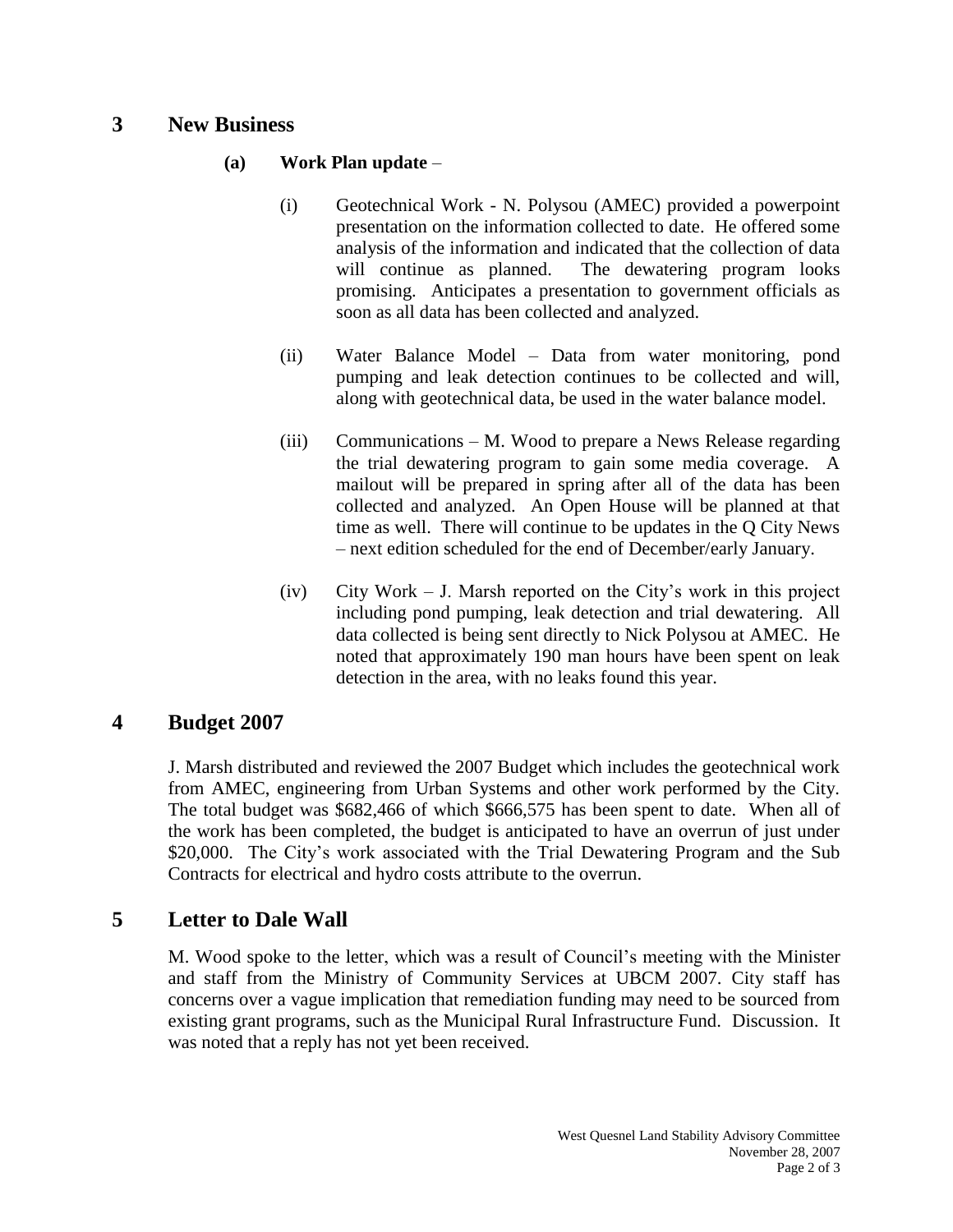## 3 New Business

### (a) Work Plan update –

(i) Geotechnical Work - N. Polysou (AMEC) provided a powerpoint presentation on the information collected to date. He offered some analysis of the information and indicated that the collection of data will continue as planned. The dewatering program looks promising. Anticipates a presentation to government officials as soon as all data has been collected and analyzed.

(ii) Water Balance Model – Data from water monitoring, pond pumping and leak detection continues to be collected and will, along with geotechnical data, be used in the water balance model.

(iii) Communications – M. Wood to prepare a News Release regarding the trial dewatering program to gain some media coverage. A mailout will be prepared in spring after all of the data has been collected and analyzed. An Open House will be planned at that time as well. There will continue to be updates in the Q City News – next edition scheduled for the end of December/early January.

(iv) City Work – J. Marsh reported on the City's work in this project including pond pumping, leak detection and trial dewatering. All data collected is being sent directly to Nick Polysou at AMEC. He noted that approximately 190 man hours have been spent on leak detection in the area, with no leaks found this year.

## 4 Budget 2007

J. Marsh distributed and reviewed the 2007 Budget which includes the geotechnical work from AMEC, engineering from Urban Systems and other work performed by the City. The total budget was $682,466 of which $666,575 has been spent to date. When all of the work has been completed, the budget is anticipated to have an overrun of just under $20,000. The City's work associated with the Trial Dewatering Program and the Sub Contracts for electrical and hydro costs attribute to the overrun.

## 5 Letter to Dale Wall

M. Wood spoke to the letter, which was a result of Council's meeting with the Minister and staff from the Ministry of Community Services at UBCM 2007. City staff has concerns over a vague implication that remediation funding may need to be sourced from existing grant programs, such as the Municipal Rural Infrastructure Fund. Discussion. It was noted that a reply has not yet been received.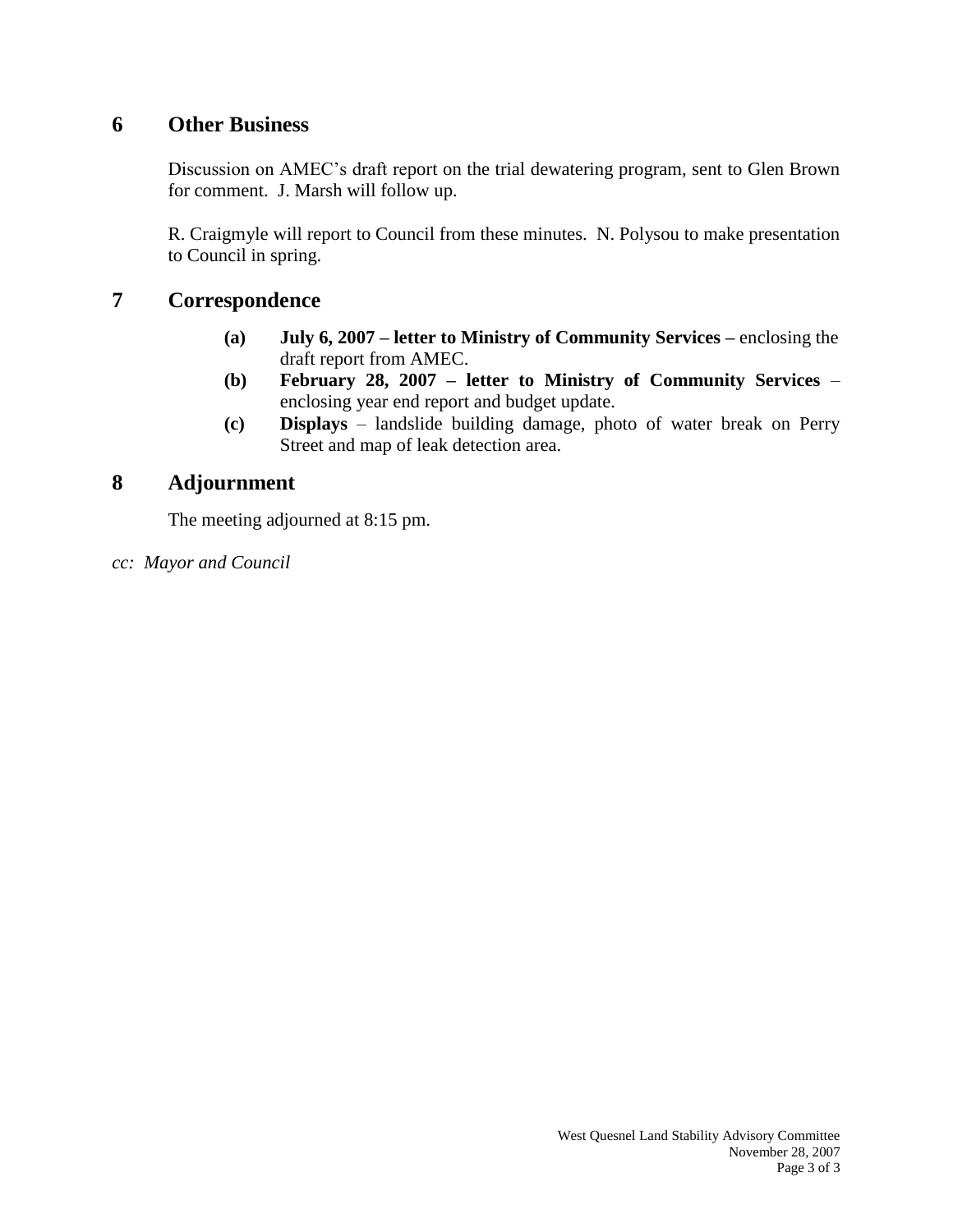## 6 Other Business

Discussion on AMEC's draft report on the trial dewatering program, sent to Glen Brown for comment. J. Marsh will follow up.

R. Craigmyle will report to Council from these minutes. N. Polysou to make presentation to Council in spring.

## 7 Correspondence

- **(a) July 6, 2007 – letter to Ministry of Community Services –** enclosing the draft report from AMEC.
- **(b) February 28, 2007 – letter to Ministry of Community Services** – enclosing year end report and budget update.
- **(c) Displays** – landslide building damage, photo of water break on Perry Street and map of leak detection area.

## 8 Adjournment

The meeting adjourned at 8:15 pm.

*cc: Mayor and Council*